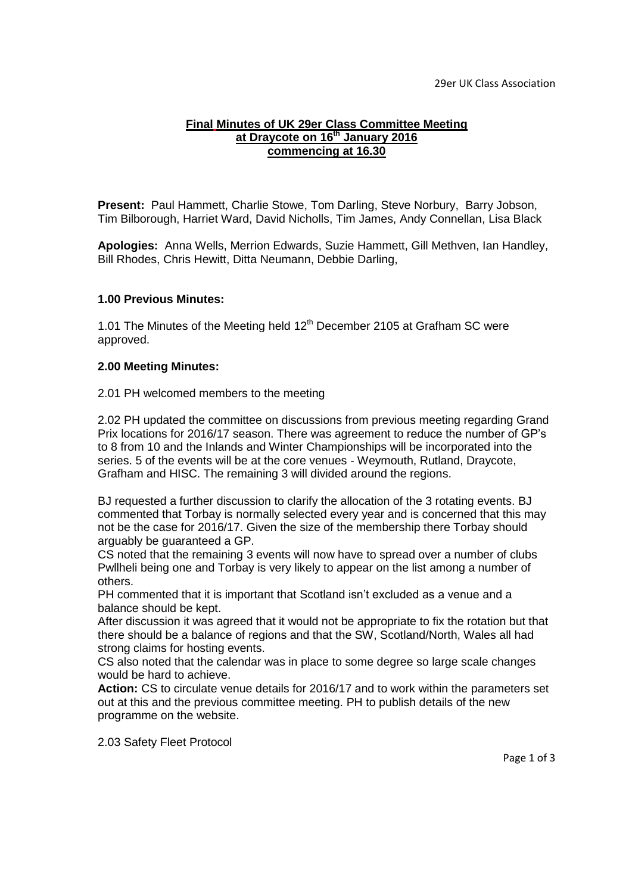**Final Minutes of UK 29er Class Committee Meeting**
**at Draycote on 16th January 2016**
**commencing at 16.30**

**Present:** Paul Hammett, Charlie Stowe, Tom Darling, Steve Norbury, Barry Jobson, Tim Bilborough, Harriet Ward, David Nicholls, Tim James, Andy Connellan, Lisa Black

**Apologies:** Anna Wells, Merrion Edwards, Suzie Hammett, Gill Methven, Ian Handley, Bill Rhodes, Chris Hewitt, Ditta Neumann, Debbie Darling,

**1.00 Previous Minutes:**

1.01 The Minutes of the Meeting held 12th December 2105 at Grafham SC were approved.

**2.00 Meeting Minutes:**

2.01 PH welcomed members to the meeting

2.02 PH updated the committee on discussions from previous meeting regarding Grand Prix locations for 2016/17 season. There was agreement to reduce the number of GP's to 8 from 10 and the Inlands and Winter Championships will be incorporated into the series. 5 of the events will be at the core venues - Weymouth, Rutland, Draycote, Grafham and HISC. The remaining 3 will divided around the regions.

BJ requested a further discussion to clarify the allocation of the 3 rotating events. BJ commented that Torbay is normally selected every year and is concerned that this may not be the case for 2016/17. Given the size of the membership there Torbay should arguably be guaranteed a GP.

CS noted that the remaining 3 events will now have to spread over a number of clubs Pwllheli being one and Torbay is very likely to appear on the list among a number of others.

PH commented that it is important that Scotland isn't excluded as a venue and a balance should be kept.

After discussion it was agreed that it would not be appropriate to fix the rotation but that there should be a balance of regions and that the SW, Scotland/North, Wales all had strong claims for hosting events.

CS also noted that the calendar was in place to some degree so large scale changes would be hard to achieve.

**Action:** CS to circulate venue details for 2016/17 and to work within the parameters set out at this and the previous committee meeting. PH to publish details of the new programme on the website.

2.03 Safety Fleet Protocol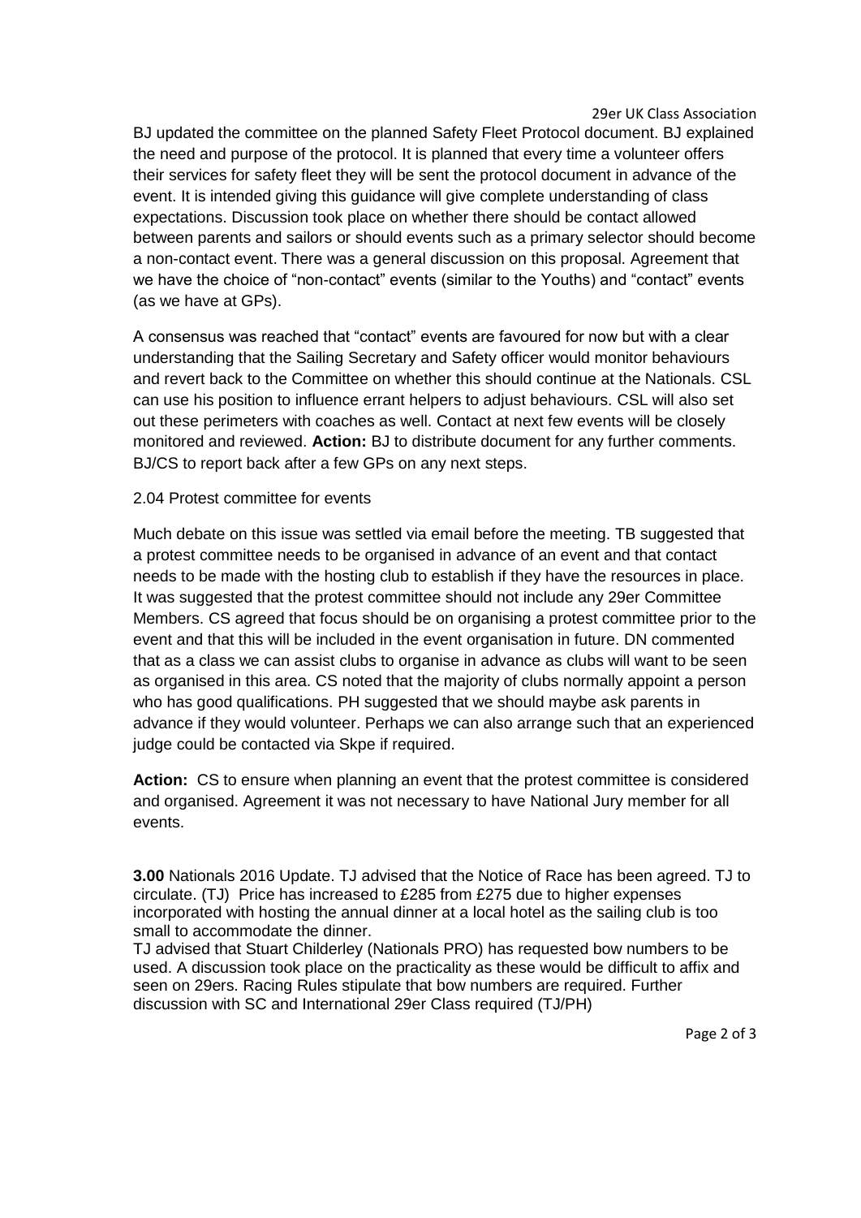BJ updated the committee on the planned Safety Fleet Protocol document. BJ explained the need and purpose of the protocol. It is planned that every time a volunteer offers their services for safety fleet they will be sent the protocol document in advance of the event. It is intended giving this guidance will give complete understanding of class expectations. Discussion took place on whether there should be contact allowed between parents and sailors or should events such as a primary selector should become a non-contact event. There was a general discussion on this proposal. Agreement that we have the choice of "non-contact" events (similar to the Youths) and "contact" events (as we have at GPs).

A consensus was reached that "contact" events are favoured for now but with a clear understanding that the Sailing Secretary and Safety officer would monitor behaviours and revert back to the Committee on whether this should continue at the Nationals. CSL can use his position to influence errant helpers to adjust behaviours. CSL will also set out these perimeters with coaches as well. Contact at next few events will be closely monitored and reviewed. **Action:** BJ to distribute document for any further comments. BJ/CS to report back after a few GPs on any next steps.

2.04 Protest committee for events

Much debate on this issue was settled via email before the meeting. TB suggested that a protest committee needs to be organised in advance of an event and that contact needs to be made with the hosting club to establish if they have the resources in place. It was suggested that the protest committee should not include any 29er Committee Members. CS agreed that focus should be on organising a protest committee prior to the event and that this will be included in the event organisation in future. DN commented that as a class we can assist clubs to organise in advance as clubs will want to be seen as organised in this area. CS noted that the majority of clubs normally appoint a person who has good qualifications. PH suggested that we should maybe ask parents in advance if they would volunteer. Perhaps we can also arrange such that an experienced judge could be contacted via Skpe if required.

**Action:** CS to ensure when planning an event that the protest committee is considered and organised. Agreement it was not necessary to have National Jury member for all events.

**3.00** Nationals 2016 Update. TJ advised that the Notice of Race has been agreed. TJ to circulate. (TJ) Price has increased to £285 from £275 due to higher expenses incorporated with hosting the annual dinner at a local hotel as the sailing club is too small to accommodate the dinner.

TJ advised that Stuart Childerley (Nationals PRO) has requested bow numbers to be used. A discussion took place on the practicality as these would be difficult to affix and seen on 29ers. Racing Rules stipulate that bow numbers are required. Further discussion with SC and International 29er Class required (TJ/PH)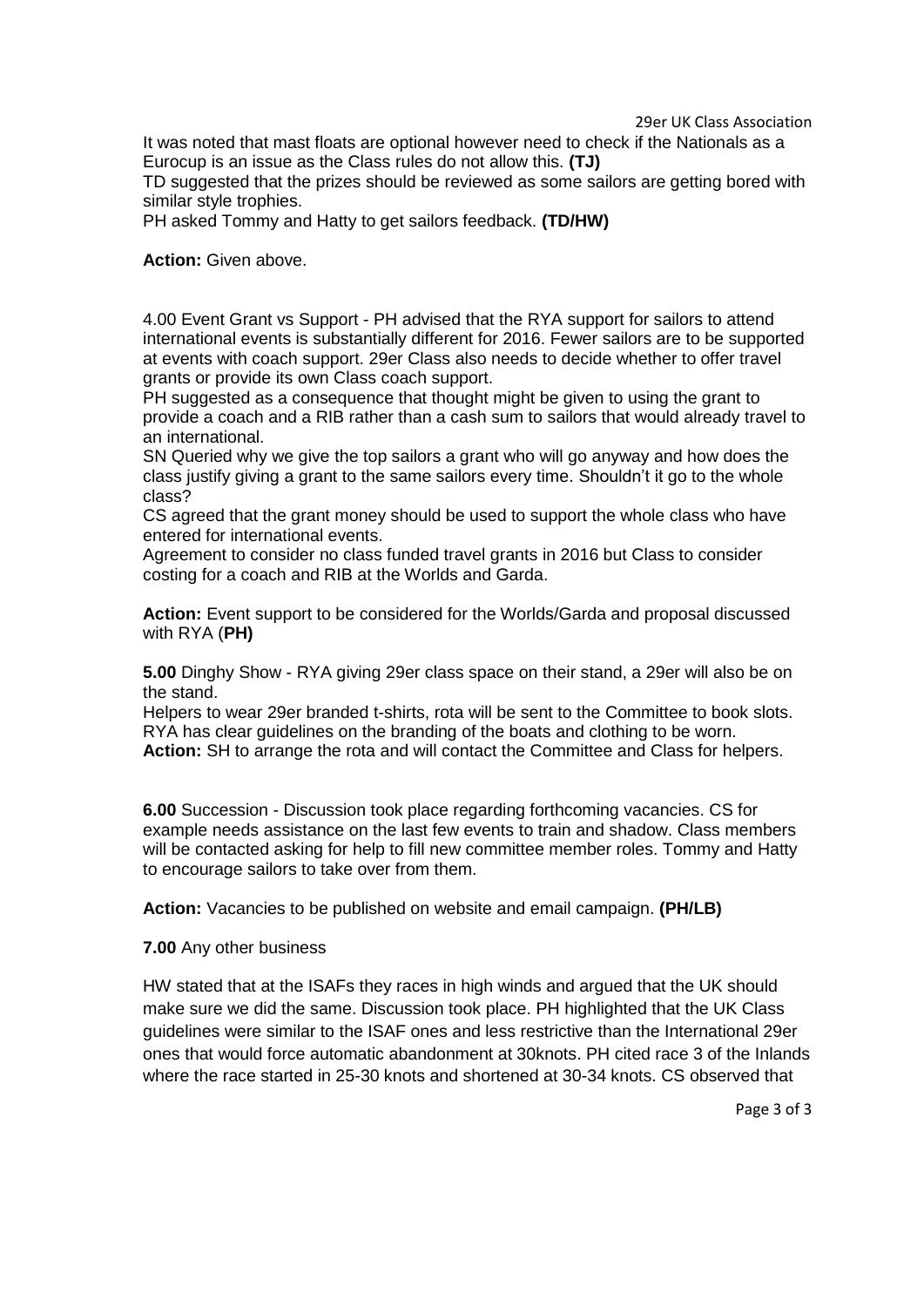It was noted that mast floats are optional however need to check if the Nationals as a Eurocup is an issue as the Class rules do not allow this. **(TJ)**

TD suggested that the prizes should be reviewed as some sailors are getting bored with similar style trophies.

PH asked Tommy and Hatty to get sailors feedback. **(TD/HW)**

**Action:** Given above.

4.00 Event Grant vs Support - PH advised that the RYA support for sailors to attend international events is substantially different for 2016. Fewer sailors are to be supported at events with coach support. 29er Class also needs to decide whether to offer travel grants or provide its own Class coach support.

PH suggested as a consequence that thought might be given to using the grant to provide a coach and a RIB rather than a cash sum to sailors that would already travel to an international.

SN Queried why we give the top sailors a grant who will go anyway and how does the class justify giving a grant to the same sailors every time. Shouldn't it go to the whole class?

CS agreed that the grant money should be used to support the whole class who have entered for international events.

Agreement to consider no class funded travel grants in 2016 but Class to consider costing for a coach and RIB at the Worlds and Garda.

**Action:** Event support to be considered for the Worlds/Garda and proposal discussed with RYA (**PH)**

**5.00** Dinghy Show - RYA giving 29er class space on their stand, a 29er will also be on the stand.

Helpers to wear 29er branded t-shirts, rota will be sent to the Committee to book slots. RYA has clear guidelines on the branding of the boats and clothing to be worn.

**Action:** SH to arrange the rota and will contact the Committee and Class for helpers.

**6.00** Succession - Discussion took place regarding forthcoming vacancies. CS for example needs assistance on the last few events to train and shadow. Class members will be contacted asking for help to fill new committee member roles. Tommy and Hatty to encourage sailors to take over from them.

**Action:** Vacancies to be published on website and email campaign. **(PH/LB)**

**7.00** Any other business

HW stated that at the ISAFs they races in high winds and argued that the UK should make sure we did the same. Discussion took place. PH highlighted that the UK Class guidelines were similar to the ISAF ones and less restrictive than the International 29er ones that would force automatic abandonment at 30knots. PH cited race 3 of the Inlands where the race started in 25-30 knots and shortened at 30-34 knots. CS observed that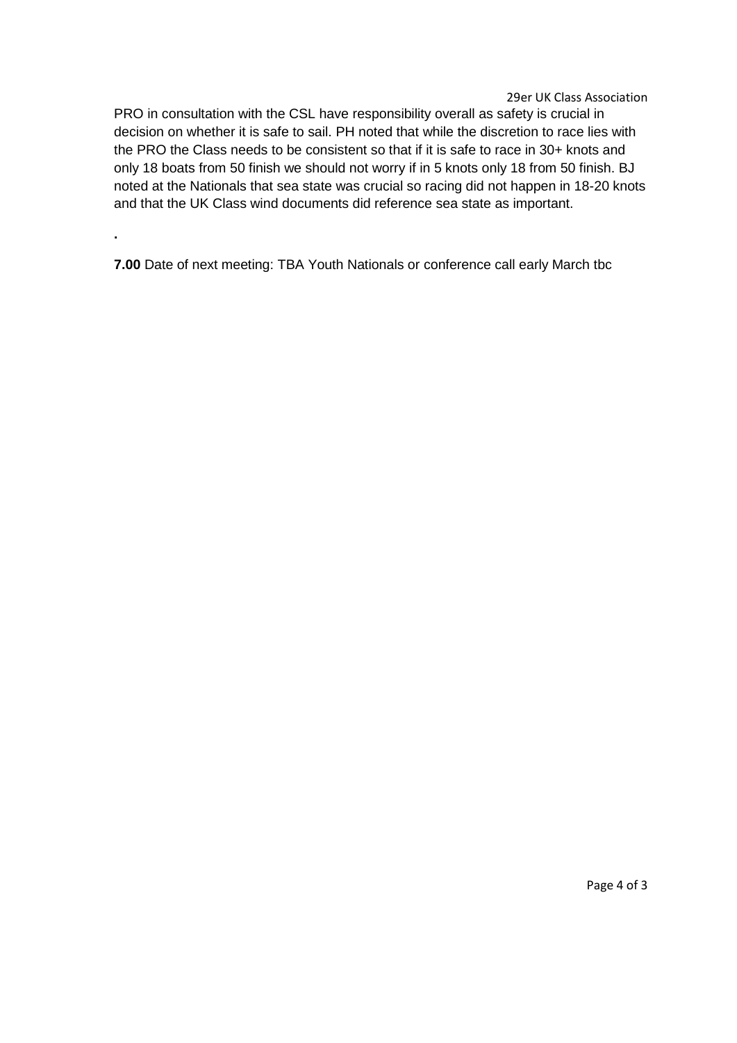PRO in consultation with the CSL have responsibility overall as safety is crucial in decision on whether it is safe to sail. PH noted that while the discretion to race lies with the PRO the Class needs to be consistent so that if it is safe to race in 30+ knots and only 18 boats from 50 finish we should not worry if in 5 knots only 18 from 50 finish. BJ noted at the Nationals that sea state was crucial so racing did not happen in 18-20 knots and that the UK Class wind documents did reference sea state as important.

.

**7.00** Date of next meeting: TBA Youth Nationals or conference call early March tbc